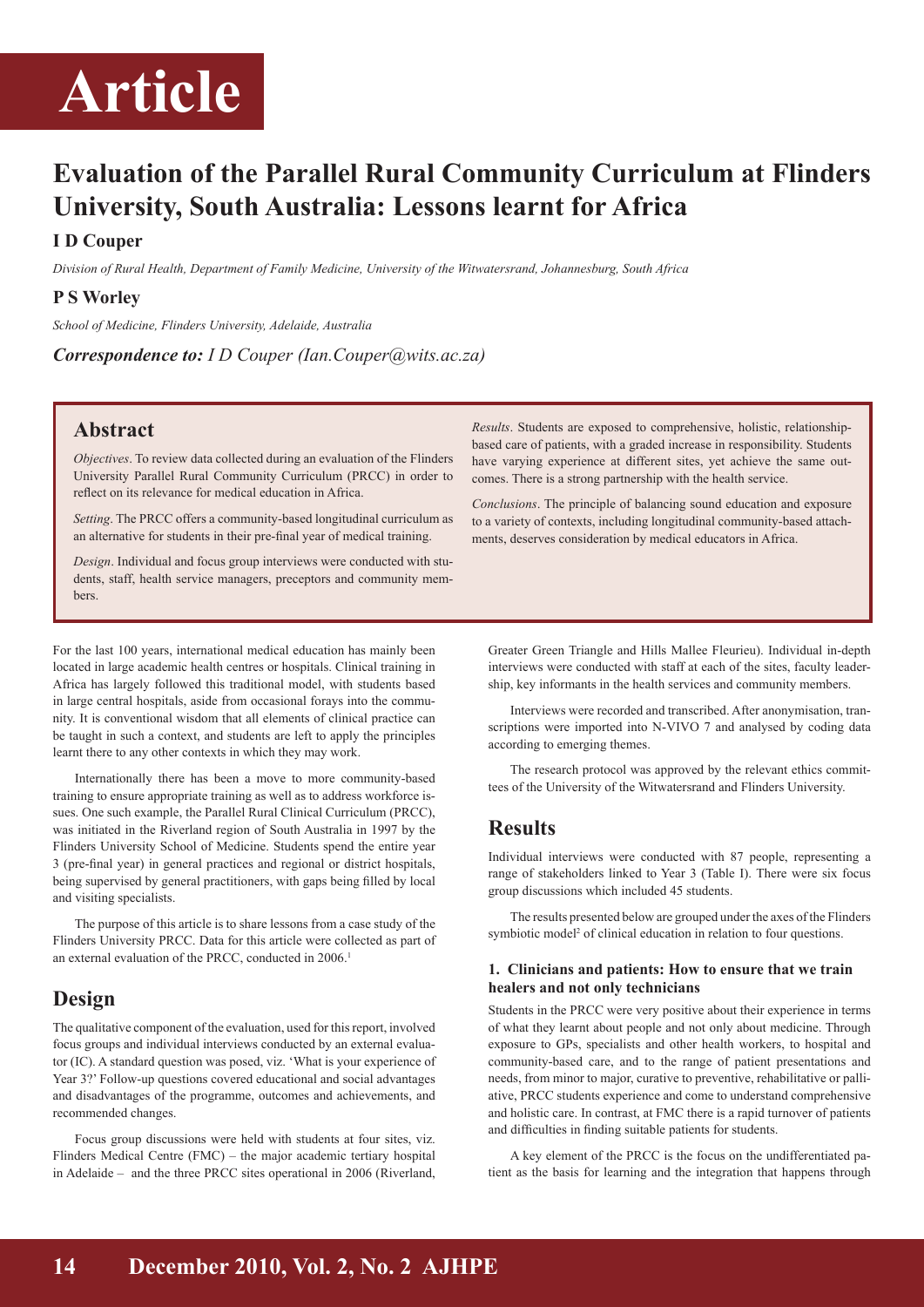# Article

# Evaluation of the Parallel Rural Community Curriculum at Flinders University, South Australia: Lessons learnt for Africa

**I D Couper**

*Division of Rural Health, Department of Family Medicine, University of the Witwatersrand, Johannesburg, South Africa*

**P S Worley**

*School of Medicine, Flinders University, Adelaide, Australia*

***Correspondence to:*** *I D Couper (Ian.Couper@wits.ac.za)*

## Abstract

*Objectives*. To review data collected during an evaluation of the Flinders University Parallel Rural Community Curriculum (PRCC) in order to reflect on its relevance for medical education in Africa.

*Setting*. The PRCC offers a community-based longitudinal curriculum as an alternative for students in their pre-final year of medical training.

*Design*. Individual and focus group interviews were conducted with students, staff, health service managers, preceptors and community members.

*Results*. Students are exposed to comprehensive, holistic, relationship-based care of patients, with a graded increase in responsibility. Students have varying experience at different sites, yet achieve the same outcomes. There is a strong partnership with the health service.

*Conclusions*. The principle of balancing sound education and exposure to a variety of contexts, including longitudinal community-based attachments, deserves consideration by medical educators in Africa.

For the last 100 years, international medical education has mainly been located in large academic health centres or hospitals. Clinical training in Africa has largely followed this traditional model, with students based in large central hospitals, aside from occasional forays into the community. It is conventional wisdom that all elements of clinical practice can be taught in such a context, and students are left to apply the principles learnt there to any other contexts in which they may work.

Internationally there has been a move to more community-based training to ensure appropriate training as well as to address workforce issues. One such example, the Parallel Rural Clinical Curriculum (PRCC), was initiated in the Riverland region of South Australia in 1997 by the Flinders University School of Medicine. Students spend the entire year 3 (pre-final year) in general practices and regional or district hospitals, being supervised by general practitioners, with gaps being filled by local and visiting specialists.

The purpose of this article is to share lessons from a case study of the Flinders University PRCC. Data for this article were collected as part of an external evaluation of the PRCC, conducted in 2006.[1]

## Design

The qualitative component of the evaluation, used for this report, involved focus groups and individual interviews conducted by an external evaluator (IC). A standard question was posed, viz. 'What is your experience of Year 3?' Follow-up questions covered educational and social advantages and disadvantages of the programme, outcomes and achievements, and recommended changes.

Focus group discussions were held with students at four sites, viz. Flinders Medical Centre (FMC) – the major academic tertiary hospital in Adelaide – and the three PRCC sites operational in 2006 (Riverland, Greater Green Triangle and Hills Mallee Fleurieu). Individual in-depth interviews were conducted with staff at each of the sites, faculty leadership, key informants in the health services and community members.

Interviews were recorded and transcribed. After anonymisation, transcriptions were imported into N-VIVO 7 and analysed by coding data according to emerging themes.

The research protocol was approved by the relevant ethics committees of the University of the Witwatersrand and Flinders University.

## Results

Individual interviews were conducted with 87 people, representing a range of stakeholders linked to Year 3 (Table I). There were six focus group discussions which included 45 students.

The results presented below are grouped under the axes of the Flinders symbiotic model[2] of clinical education in relation to four questions.

### 1. Clinicians and patients: How to ensure that we train healers and not only technicians

Students in the PRCC were very positive about their experience in terms of what they learnt about people and not only about medicine. Through exposure to GPs, specialists and other health workers, to hospital and community-based care, and to the range of patient presentations and needs, from minor to major, curative to preventive, rehabilitative or palliative, PRCC students experience and come to understand comprehensive and holistic care. In contrast, at FMC there is a rapid turnover of patients and difficulties in finding suitable patients for students.

A key element of the PRCC is the focus on the undifferentiated patient as the basis for learning and the integration that happens through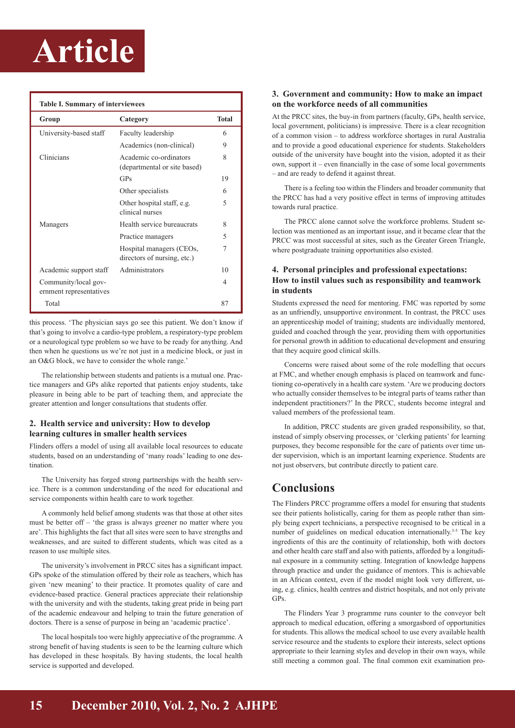**Table I. Summary of interviewees**

| Group | Category | Total |
|---|---|---|
| University-based staff | Faculty leadership | 6 |
| | Academics (non-clinical) | 9 |
| Clinicians | Academic co-ordinators (departmental or site based) | 8 |
| | GPs | 19 |
| | Other specialists | 6 |
| | Other hospital staff, e.g. clinical nurses | 5 |
| Managers | Health service bureaucrats | 8 |
| | Practice managers | 5 |
| | Hospital managers (CEOs, directors of nursing, etc.) | 7 |
| Academic support staff | Administrators | 10 |
| Community/local government representatives | | 4 |
| Total | | 87 |

this process. 'The physician says go see this patient. We don't know if that's going to involve a cardio-type problem, a respiratory-type problem or a neurological type problem so we have to be ready for anything. And then when he questions us we're not just in a medicine block, or just in an O&G block, we have to consider the whole range.'

The relationship between students and patients is a mutual one. Practice managers and GPs alike reported that patients enjoy students, take pleasure in being able to be part of teaching them, and appreciate the greater attention and longer consultations that students offer.

### 2. Health service and university: How to develop learning cultures in smaller health services

Flinders offers a model of using all available local resources to educate students, based on an understanding of 'many roads' leading to one destination.

The University has forged strong partnerships with the health service. There is a common understanding of the need for educational and service components within health care to work together.

A commonly held belief among students was that those at other sites must be better off – 'the grass is always greener no matter where you are'. This highlights the fact that all sites were seen to have strengths and weaknesses, and are suited to different students, which was cited as a reason to use multiple sites.

The university's involvement in PRCC sites has a significant impact. GPs spoke of the stimulation offered by their role as teachers, which has given 'new meaning' to their practice. It promotes quality of care and evidence-based practice. General practices appreciate their relationship with the university and with the students, taking great pride in being part of the academic endeavour and helping to train the future generation of doctors. There is a sense of purpose in being an 'academic practice'.

The local hospitals too were highly appreciative of the programme. A strong benefit of having students is seen to be the learning culture which has developed in these hospitals. By having students, the local health service is supported and developed.

### 3. Government and community: How to make an impact on the workforce needs of all communities

At the PRCC sites, the buy-in from partners (faculty, GPs, health service, local government, politicians) is impressive. There is a clear recognition of a common vision – to address workforce shortages in rural Australia and to provide a good educational experience for students. Stakeholders outside of the university have bought into the vision, adopted it as their own, support it – even financially in the case of some local governments – and are ready to defend it against threat.

There is a feeling too within the Flinders and broader community that the PRCC has had a very positive effect in terms of improving attitudes towards rural practice.

The PRCC alone cannot solve the workforce problems. Student selection was mentioned as an important issue, and it became clear that the PRCC was most successful at sites, such as the Greater Green Triangle, where postgraduate training opportunities also existed.

### 4. Personal principles and professional expectations: How to instil values such as responsibility and teamwork in students

Students expressed the need for mentoring. FMC was reported by some as an unfriendly, unsupportive environment. In contrast, the PRCC uses an apprenticeship model of training; students are individually mentored, guided and coached through the year, providing them with opportunities for personal growth in addition to educational development and ensuring that they acquire good clinical skills.

Concerns were raised about some of the role modelling that occurs at FMC, and whether enough emphasis is placed on teamwork and functioning co-operatively in a health care system. 'Are we producing doctors who actually consider themselves to be integral parts of teams rather than independent practitioners?' In the PRCC, students become integral and valued members of the professional team.

In addition, PRCC students are given graded responsibility, so that, instead of simply observing processes, or 'clerking patients' for learning purposes, they become responsible for the care of patients over time under supervision, which is an important learning experience. Students are not just observers, but contribute directly to patient care.

## Conclusions

The Flinders PRCC programme offers a model for ensuring that students see their patients holistically, caring for them as people rather than simply being expert technicians, a perspective recognised to be critical in a number of guidelines on medical education internationally.[3-5] The key ingredients of this are the continuity of relationship, both with doctors and other health care staff and also with patients, afforded by a longitudinal exposure in a community setting. Integration of knowledge happens through practice and under the guidance of mentors. This is achievable in an African context, even if the model might look very different, using, e.g. clinics, health centres and district hospitals, and not only private GPs.

The Flinders Year 3 programme runs counter to the conveyor belt approach to medical education, offering a smorgasbord of opportunities for students. This allows the medical school to use every available health service resource and the students to explore their interests, select options appropriate to their learning styles and develop in their own ways, while still meeting a common goal. The final common exit examination pro-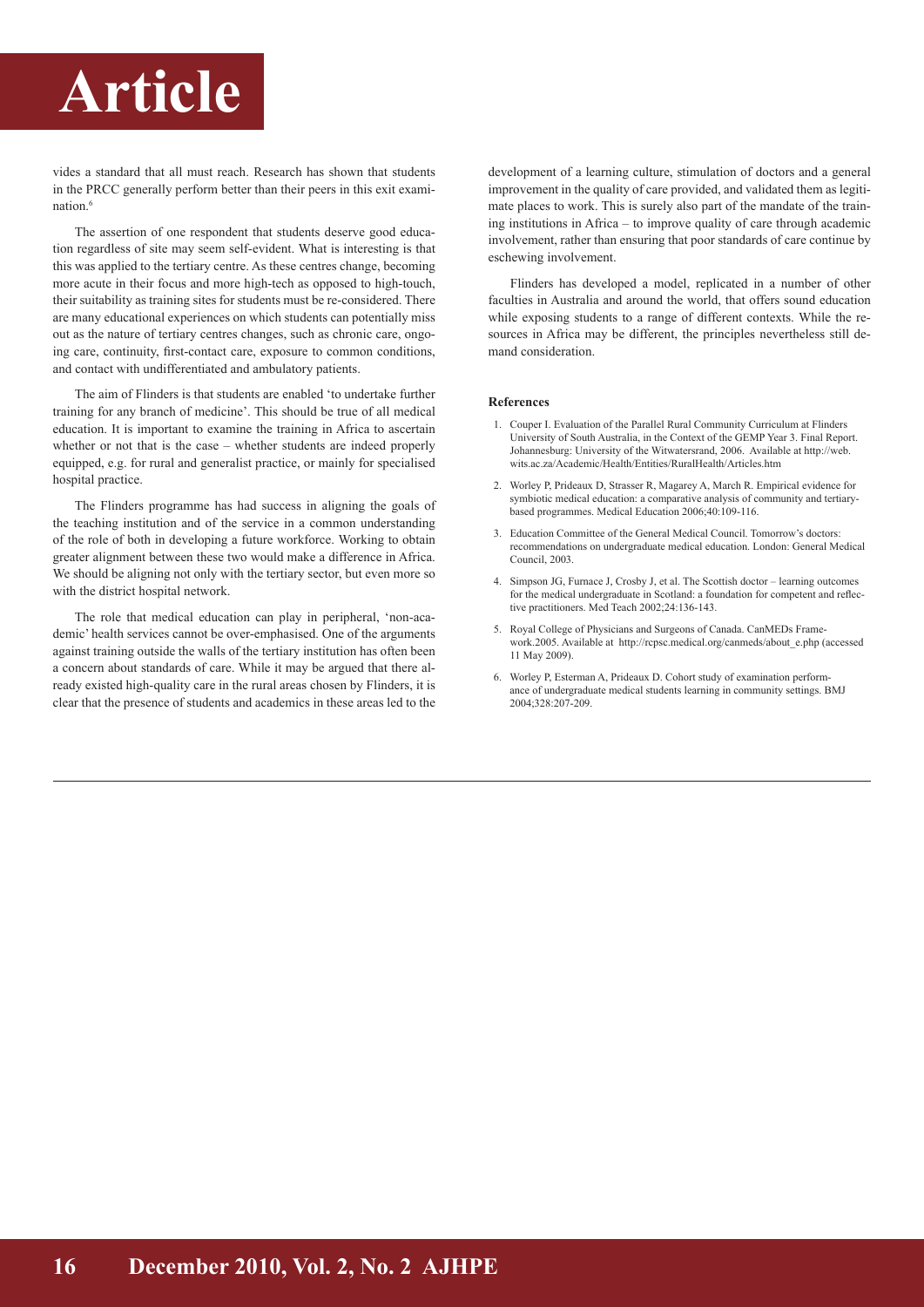vides a standard that all must reach. Research has shown that students in the PRCC generally perform better than their peers in this exit examination.[6]

The assertion of one respondent that students deserve good education regardless of site may seem self-evident. What is interesting is that this was applied to the tertiary centre. As these centres change, becoming more acute in their focus and more high-tech as opposed to high-touch, their suitability as training sites for students must be re-considered. There are many educational experiences on which students can potentially miss out as the nature of tertiary centres changes, such as chronic care, ongoing care, continuity, first-contact care, exposure to common conditions, and contact with undifferentiated and ambulatory patients.

The aim of Flinders is that students are enabled 'to undertake further training for any branch of medicine'. This should be true of all medical education. It is important to examine the training in Africa to ascertain whether or not that is the case – whether students are indeed properly equipped, e.g. for rural and generalist practice, or mainly for specialised hospital practice.

The Flinders programme has had success in aligning the goals of the teaching institution and of the service in a common understanding of the role of both in developing a future workforce. Working to obtain greater alignment between these two would make a difference in Africa. We should be aligning not only with the tertiary sector, but even more so with the district hospital network.

The role that medical education can play in peripheral, 'non-academic' health services cannot be over-emphasised. One of the arguments against training outside the walls of the tertiary institution has often been a concern about standards of care. While it may be argued that there already existed high-quality care in the rural areas chosen by Flinders, it is clear that the presence of students and academics in these areas led to the development of a learning culture, stimulation of doctors and a general improvement in the quality of care provided, and validated them as legitimate places to work. This is surely also part of the mandate of the training institutions in Africa – to improve quality of care through academic involvement, rather than ensuring that poor standards of care continue by eschewing involvement.

Flinders has developed a model, replicated in a number of other faculties in Australia and around the world, that offers sound education while exposing students to a range of different contexts. While the resources in Africa may be different, the principles nevertheless still demand consideration.

#### References

1. Couper I. Evaluation of the Parallel Rural Community Curriculum at Flinders University of South Australia, in the Context of the GEMP Year 3. Final Report. Johannesburg: University of the Witwatersrand, 2006. Available at http://web.wits.ac.za/Academic/Health/Entities/RuralHealth/Articles.htm
2. Worley P, Prideaux D, Strasser R, Magarey A, March R. Empirical evidence for symbiotic medical education: a comparative analysis of community and tertiary-based programmes. Medical Education 2006;40:109-116.
3. Education Committee of the General Medical Council. Tomorrow's doctors: recommendations on undergraduate medical education. London: General Medical Council, 2003.
4. Simpson JG, Furnace J, Crosby J, et al. The Scottish doctor – learning outcomes for the medical undergraduate in Scotland: a foundation for competent and reflective practitioners. Med Teach 2002;24:136-143.
5. Royal College of Physicians and Surgeons of Canada. CanMEDs Framework.2005. Available at http://rcpsc.medical.org/canmeds/about_e.php (accessed 11 May 2009).
6. Worley P, Esterman A, Prideaux D. Cohort study of examination performance of undergraduate medical students learning in community settings. BMJ 2004;328:207-209.